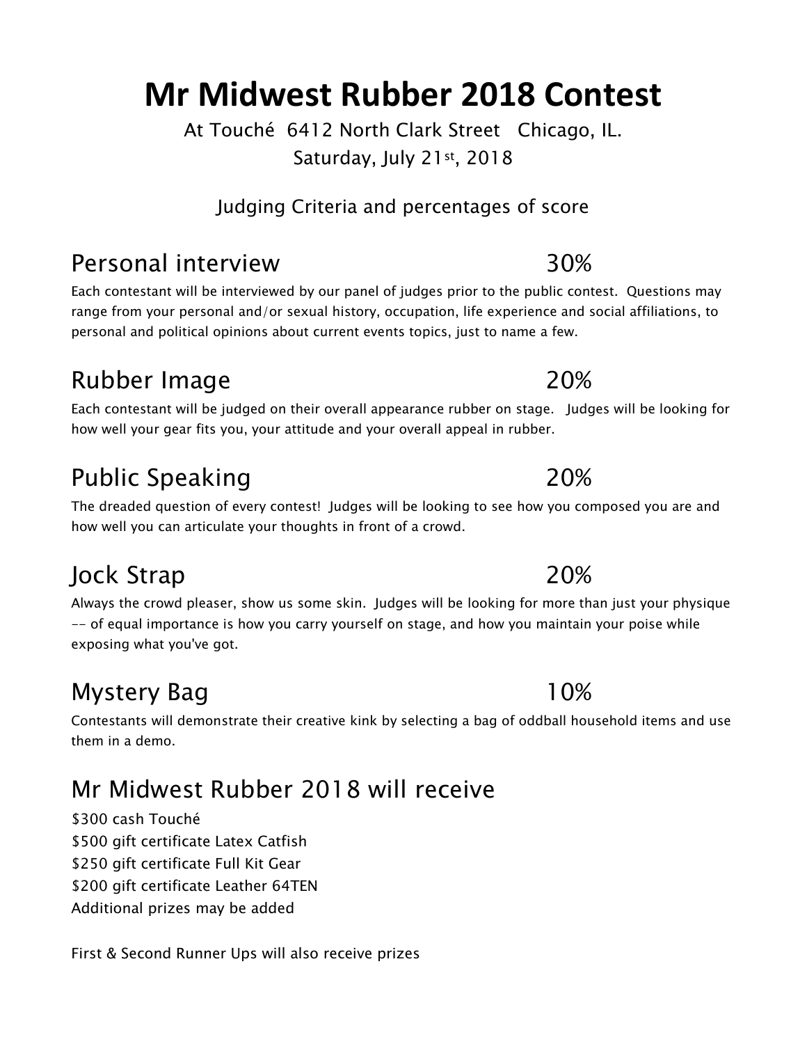# Mr Midwest Rubber 2018 Contest

At Touché 6412 North Clark Street Chicago, IL.
Saturday, July 21st, 2018

Judging Criteria and percentages of score

## Personal interview 30%

Each contestant will be interviewed by our panel of judges prior to the public contest. Questions may range from your personal and/or sexual history, occupation, life experience and social affiliations, to personal and political opinions about current events topics, just to name a few.

## Rubber Image 20%

Each contestant will be judged on their overall appearance rubber on stage. Judges will be looking for how well your gear fits you, your attitude and your overall appeal in rubber.

## Public Speaking 20%

The dreaded question of every contest! Judges will be looking to see how you composed you are and how well you can articulate your thoughts in front of a crowd.

## Jock Strap 20%

Always the crowd pleaser, show us some skin. Judges will be looking for more than just your physique -- of equal importance is how you carry yourself on stage, and how you maintain your poise while exposing what you've got.

## Mystery Bag 10%

Contestants will demonstrate their creative kink by selecting a bag of oddball household items and use them in a demo.

## Mr Midwest Rubber 2018 will receive

$300 cash Touché
$500 gift certificate Latex Catfish
$250 gift certificate Full Kit Gear
$200 gift certificate Leather 64TEN
Additional prizes may be added

First & Second Runner Ups will also receive prizes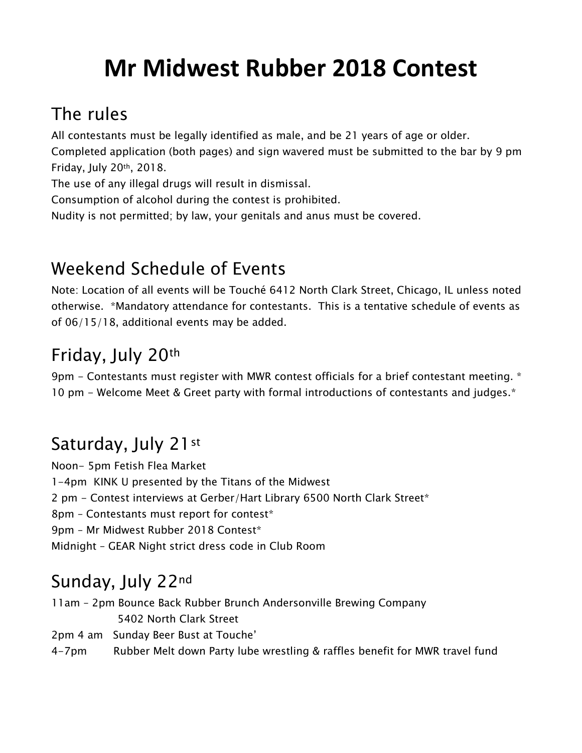# Mr Midwest Rubber 2018 Contest

## The rules

All contestants must be legally identified as male, and be 21 years of age or older.
Completed application (both pages) and sign wavered must be submitted to the bar by 9 pm Friday, July 20th, 2018.
The use of any illegal drugs will result in dismissal.
Consumption of alcohol during the contest is prohibited.
Nudity is not permitted; by law, your genitals and anus must be covered.

## Weekend Schedule of Events

Note: Location of all events will be Touché 6412 North Clark Street, Chicago, IL unless noted otherwise. *Mandatory attendance for contestants. This is a tentative schedule of events as of 06/15/18, additional events may be added.

## Friday, July 20th

9pm - Contestants must register with MWR contest officials for a brief contestant meeting. *
10 pm - Welcome Meet & Greet party with formal introductions of contestants and judges.*

## Saturday, July 21st

Noon- 5pm Fetish Flea Market
1-4pm KINK U presented by the Titans of the Midwest
2 pm – Contest interviews at Gerber/Hart Library 6500 North Clark Street*
8pm – Contestants must report for contest*
9pm – Mr Midwest Rubber 2018 Contest*
Midnight – GEAR Night strict dress code in Club Room

## Sunday, July 22nd

11am – 2pm Bounce Back Rubber Brunch Andersonville Brewing Company
5402 North Clark Street
2pm 4 am Sunday Beer Bust at Touche'
4-7pm Rubber Melt down Party lube wrestling & raffles benefit for MWR travel fund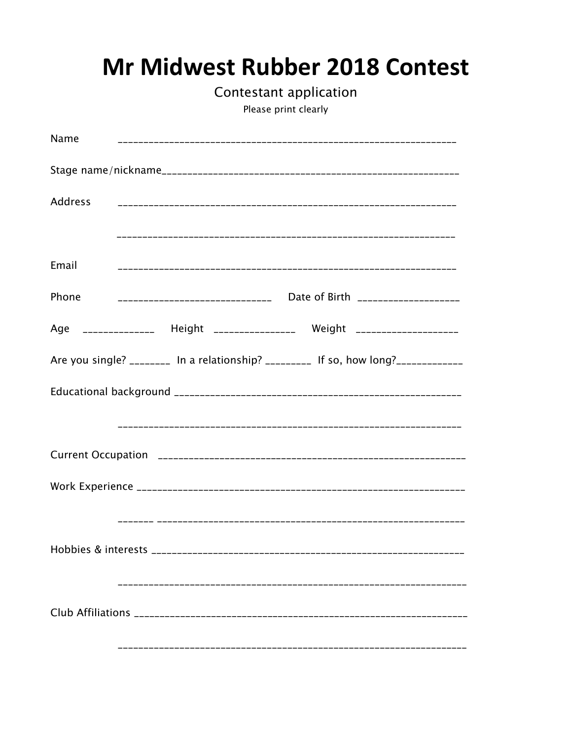# Mr Midwest Rubber 2018 Contest

Contestant application

Please print clearly

Name ________________________________________________________________

Stage name/nickname________________________________________________________

Address ________________________________________________________________

________________________________________________________________

Email ________________________________________________________________

Phone _____________________________ Date of Birth ___________________

Age ______________ Height ________________ Weight ___________________

Are you single? ________ In a relationship? _________ If so, how long?_____________

Educational background ______________________________________________________

________________________________________________________________

Current Occupation ___________________________________________________________

Work Experience _____________________________________________________________

_______ _______________________________________________________

Hobbies & interests ___________________________________________________________

________________________________________________________________

Club Affiliations _____________________________________________________________

________________________________________________________________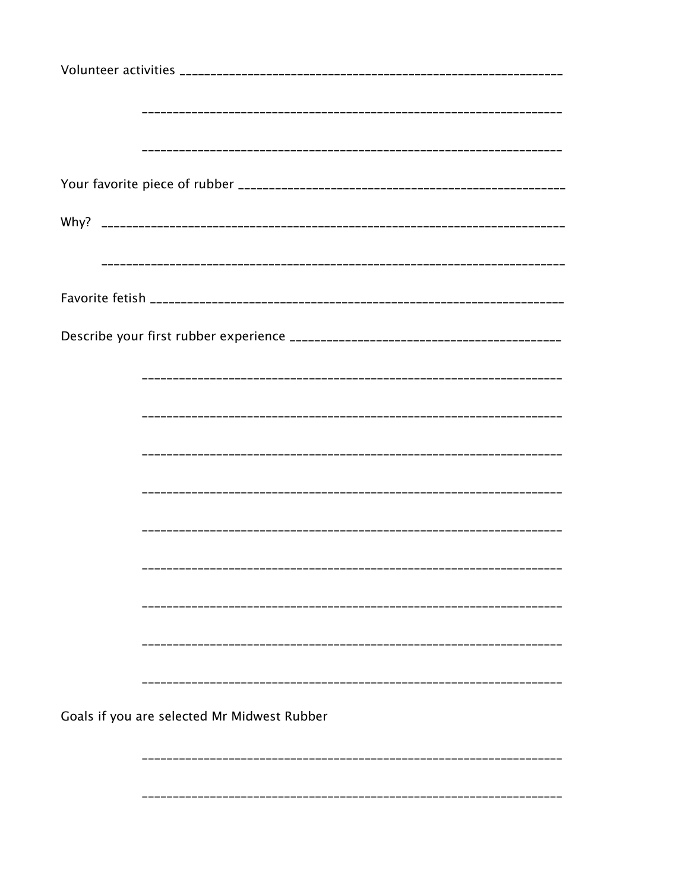Volunteer activities ______________________________________________________________

______________________________________________________________________

______________________________________________________________________

Your favorite piece of rubber ____________________________________________________

Why? __________________________________________________________________________

______________________________________________________________________________

Favorite fetish ___________________________________________________________________

Describe your first rubber experience __________________________________________

______________________________________________________________________

______________________________________________________________________

______________________________________________________________________

______________________________________________________________________

______________________________________________________________________

______________________________________________________________________

______________________________________________________________________

______________________________________________________________________

______________________________________________________________________

Goals if you are selected Mr Midwest Rubber

______________________________________________________________________

______________________________________________________________________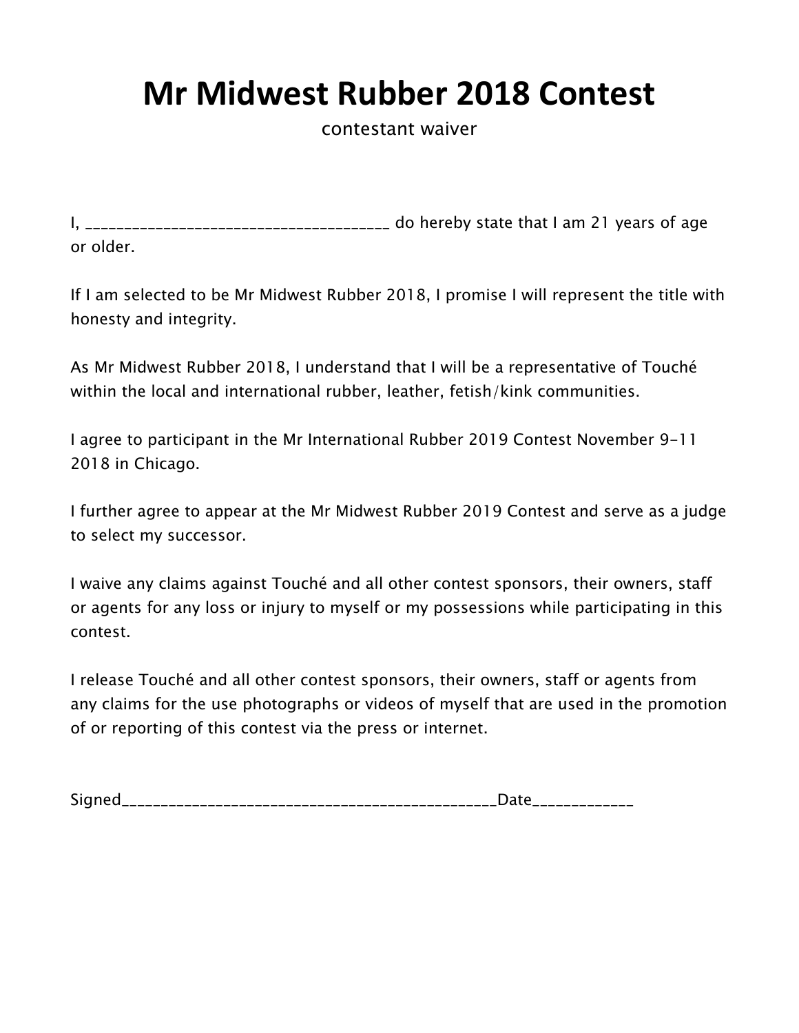# Mr Midwest Rubber 2018 Contest

contestant waiver

I, ________________________________________ do hereby state that I am 21 years of age or older.

If I am selected to be Mr Midwest Rubber 2018, I promise I will represent the title with honesty and integrity.

As Mr Midwest Rubber 2018, I understand that I will be a representative of Touché within the local and international rubber, leather, fetish/kink communities.

I agree to participant in the Mr International Rubber 2019 Contest November 9-11 2018 in Chicago.

I further agree to appear at the Mr Midwest Rubber 2019 Contest and serve as a judge to select my successor.

I waive any claims against Touché and all other contest sponsors, their owners, staff or agents for any loss or injury to myself or my possessions while participating in this contest.

I release Touché and all other contest sponsors, their owners, staff or agents from any claims for the use photographs or videos of myself that are used in the promotion of or reporting of this contest via the press or internet.

Signed________________________________________________Date____________